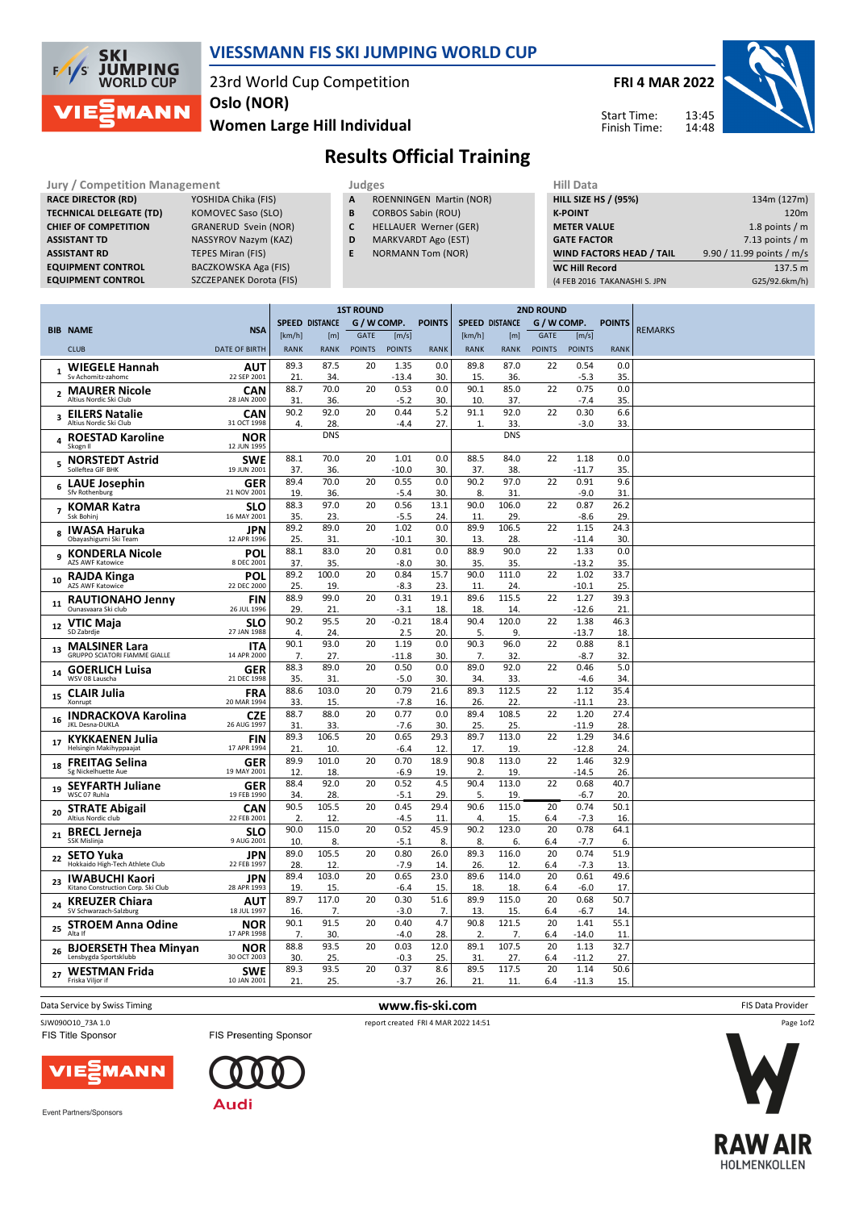# VIESSMANN FIS SKI JUMPING WORLD CUP

23rd World Cup Competition
Oslo (NOR)
Women Large Hill Individual

**FRI 4 MAR 2022**

Start Time: 13:45
Finish Time: 14:48

## Results Official Training

| Jury / Competition Management | |
|---|---|
| RACE DIRECTOR (RD) | YOSHIDA Chika (FIS) |
| TECHNICAL DELEGATE (TD) | KOMOVEC Saso (SLO) |
| CHIEF OF COMPETITION | GRANERUD Svein (NOR) |
| ASSISTANT TD | NASSYROV Nazym (KAZ) |
| ASSISTANT RD | TEPES Miran (FIS) |
| EQUIPMENT CONTROL | BACZKOWSKA Aga (FIS) |
| EQUIPMENT CONTROL | SZCZEPANEK Dorota (FIS) |

| Judges | |
|---|---|
| A | ROENNINGEN Martin (NOR) |
| B | CORBOS Sabin (ROU) |
| C | HELLAUER Werner (GER) |
| D | MARKVARDT Ago (EST) |
| E | NORMANN Tom (NOR) |

| Hill Data | |
|---|---|
| HILL SIZE HS / (95%) | 134m (127m) |
| K-POINT | 120m |
| METER VALUE | 1.8 points / m |
| GATE FACTOR | 7.13 points / m |
| WIND FACTORS HEAD / TAIL | 9.90 / 11.99 points / m/s |
| WC Hill Record (4 FEB 2016 TAKANASHI S. JPN) | 137.5 m (G25/92.6km/h) |

| BIB | NAME / CLUB | NSA / DATE OF BIRTH | 1st Round SPEED [km/h] / RANK | DISTANCE [m] / RANK | GATE / GATE POINTS | WIND [m/s] / POINTS | POINTS / RANK | 2nd Round SPEED [km/h] / RANK | DISTANCE [m] / RANK | GATE / GATE POINTS | WIND [m/s] / POINTS | POINTS / RANK | REMARKS |
|---|---|---|---|---|---|---|---|---|---|---|---|---|---|
| 1 | WIEGELE Hannah / Sv Achomitz-zahomc | AUT / 22 SEP 2001 | 89.3 / 21. | 87.5 / 34. | 20 | 1.35 / -13.4 | 0.0 / 30. | 89.8 / 15. | 87.0 / 36. | 22 | 0.54 / -5.3 | 0.0 / 35. | |
| 2 | MAURER Nicole / Altius Nordic Ski Club | CAN / 28 JAN 2000 | 88.7 / 31. | 70.0 / 36. | 20 | 0.53 / -5.2 | 0.0 / 30. | 90.1 / 10. | 85.0 / 37. | 22 | 0.75 / -7.4 | 0.0 / 35. | |
| 3 | EILERS Natalie / Altius Nordic Ski Club | CAN / 31 OCT 1998 | 90.2 / 4. | 92.0 / 28. | 20 | 0.44 / -4.4 | 5.2 / 27. | 91.1 / 1. | 92.0 / 33. | 22 | 0.30 / -3.0 | 6.6 / 33. | |
| 4 | ROESTAD Karoline / Skogn Il | NOR / 12 JUN 1995 | | DNS | | | | | DNS | | | | |
| 5 | NORSTEDT Astrid / Solleftea GIF BHK | SWE / 19 JUN 2001 | 88.1 / 37. | 70.0 / 36. | 20 | 1.01 / -10.0 | 0.0 / 30. | 88.5 / 37. | 84.0 / 38. | 22 | 1.18 / -11.7 | 0.0 / 35. | |
| 6 | LAUE Josephin / Sfv Rothenburg | GER / 21 NOV 2001 | 89.4 / 19. | 70.0 / 36. | 20 | 0.55 / -5.4 | 0.0 / 30. | 90.2 / 8. | 97.0 / 31. | 22 | 0.91 / -9.0 | 9.6 / 31. | |
| 7 | KOMAR Katra / Ssk Bohinj | SLO / 16 MAY 2001 | 88.3 / 35. | 97.0 / 23. | 20 | 0.56 / -5.5 | 13.1 / 24. | 90.0 / 11. | 106.0 / 29. | 22 | 0.87 / -8.6 | 26.2 / 29. | |
| 8 | IWASA Haruka / Obayashigumi Ski Team | JPN / 12 APR 1996 | 89.2 / 25. | 89.0 / 31. | 20 | 1.02 / -10.1 | 0.0 / 30. | 89.9 / 13. | 106.5 / 28. | 22 | 1.15 / -11.4 | 24.3 / 30. | |
| 9 | KONDERLA Nicole / AZS AWF Katowice | POL / 8 DEC 2001 | 88.1 / 37. | 83.0 / 35. | 20 | 0.81 / -8.0 | 0.0 / 30. | 88.9 / 35. | 90.0 / 35. | 22 | 1.33 / -13.2 | 0.0 / 35. | |
| 10 | RAJDA Kinga / AZS AWF Katowice | POL / 22 DEC 2000 | 89.2 / 25. | 100.0 / 19. | 20 | 0.84 / -8.3 | 15.7 / 23. | 90.0 / 11. | 111.0 / 24. | 22 | 1.02 / -10.1 | 33.7 / 25. | |
| 11 | RAUTIONAHO Jenny / Ounasvaara Ski club | FIN / 26 JUL 1996 | 88.9 / 29. | 99.0 / 21. | 20 | 0.31 / -3.1 | 19.1 / 18. | 89.6 / 18. | 115.5 / 14. | 22 | 1.27 / -12.6 | 39.3 / 21. | |
| 12 | VTIC Maja / SD Zabrdje | SLO / 27 JAN 1988 | 90.2 / 4. | 95.5 / 24. | 20 | -0.21 / 2.5 | 18.4 / 20. | 90.4 / 5. | 120.0 / 9. | 22 | 1.38 / -13.7 | 46.3 / 18. | |
| 13 | MALSINER Lara / GRUPPO SCIATORI FIAMME GIALLE | ITA / 14 APR 2000 | 90.1 / 7. | 93.0 / 27. | 20 | 1.19 / -11.8 | 0.0 / 30. | 90.3 / 7. | 96.0 / 32. | 22 | 0.88 / -8.7 | 8.1 / 32. | |
| 14 | GOERLICH Luisa / WSV 08 Lauscha | GER / 21 DEC 1998 | 88.3 / 35. | 89.0 / 31. | 20 | 0.50 / -5.0 | 0.0 / 30. | 89.0 / 34. | 92.0 / 33. | 22 | 0.46 / -4.6 | 5.0 / 34. | |
| 15 | CLAIR Julia / Xonrupt | FRA / 20 MAR 1994 | 88.6 / 33. | 103.0 / 15. | 20 | 0.79 / -7.8 | 21.6 / 16. | 89.3 / 26. | 112.5 / 22. | 22 | 1.12 / -11.1 | 35.4 / 23. | |
| 16 | INDRACKOVA Karolina / JKL Desna-DUKLA | CZE / 26 AUG 1997 | 88.7 / 31. | 88.0 / 33. | 20 | 0.77 / -7.6 | 0.0 / 30. | 89.4 / 25. | 108.5 / 25. | 22 | 1.20 / -11.9 | 27.4 / 28. | |
| 17 | KYKKAENEN Julia / Helsingin Makihyppaajat | FIN / 17 APR 1994 | 89.3 / 21. | 106.5 / 10. | 20 | 0.65 / -6.4 | 29.3 / 12. | 89.7 / 17. | 113.0 / 19. | 22 | 1.29 / -12.8 | 34.6 / 24. | |
| 18 | FREITAG Selina / Sg Nickelhuette Aue | GER / 19 MAY 2001 | 89.9 / 12. | 101.0 / 18. | 20 | 0.70 / -6.9 | 18.9 / 19. | 90.8 / 2. | 113.0 / 19. | 22 | 1.46 / -14.5 | 32.9 / 26. | |
| 19 | SEYFARTH Juliane / WSC 07 Ruhla | GER / 19 FEB 1990 | 88.4 / 34. | 92.0 / 28. | 20 | 0.52 / -5.1 | 4.5 / 29. | 90.4 / 5. | 113.0 / 19. | 22 | 0.68 / -6.7 | 40.7 / 20. | |
| 20 | STRATE Abigail / Altius Nordic club | CAN / 22 FEB 2001 | 90.5 / 2. | 105.5 / 12. | 20 | 0.45 / -4.5 | 29.4 / 11. | 90.6 / 4. | 115.0 / 15. | 20 / 6.4 | 0.74 / -7.3 | 50.1 / 16. | |
| 21 | BRECL Jerneja / SSK Mislinja | SLO / 9 AUG 2001 | 90.0 / 10. | 115.0 / 8. | 20 | 0.52 / -5.1 | 45.9 / 8. | 90.2 / 8. | 123.0 / 6. | 20 / 6.4 | 0.78 / -7.7 | 64.1 / 6. | |
| 22 | SETO Yuka / Hokkaido High-Tech Athlete Club | JPN / 22 FEB 1997 | 89.0 / 28. | 105.5 / 12. | 20 | 0.80 / -7.9 | 26.0 / 14. | 89.3 / 26. | 116.0 / 12. | 20 / 6.4 | 0.74 / -7.3 | 51.9 / 13. | |
| 23 | IWABUCHI Kaori / Kitano Construction Corp. Ski Club | JPN / 28 APR 1993 | 89.4 / 19. | 103.0 / 15. | 20 | 0.65 / -6.4 | 23.0 / 15. | 89.6 / 18. | 114.0 / 18. | 20 / 6.4 | 0.61 / -6.0 | 49.6 / 17. | |
| 24 | KREUZER Chiara / SV Schwarzach-Salzburg | AUT / 18 JUL 1997 | 89.7 / 16. | 117.0 / 7. | 20 | 0.30 / -3.0 | 51.6 / 7. | 89.9 / 13. | 115.0 / 15. | 20 / 6.4 | 0.68 / -6.7 | 50.7 / 14. | |
| 25 | STROEM Anna Odine / Alta If | NOR / 17 APR 1998 | 90.1 / 7. | 91.5 / 30. | 20 | 0.40 / -4.0 | 4.7 / 28. | 90.8 / 2. | 121.5 / 7. | 20 / 6.4 | 1.41 / -14.0 | 55.1 / 11. | |
| 26 | BJOERSETH Thea Minyan / Lensbygda Sportsklubb | NOR / 30 OCT 2003 | 88.8 / 30. | 93.5 / 25. | 20 | 0.03 / -0.3 | 12.0 / 25. | 89.1 / 31. | 107.5 / 27. | 20 / 6.4 | 1.13 / -11.2 | 32.7 / 27. | |
| 27 | WESTMAN Frida / Friska Viljor if | SWE / 10 JAN 2001 | 89.3 / 21. | 93.5 / 25. | 20 | 0.37 / -3.7 | 8.6 / 26. | 89.5 / 21. | 117.5 / 11. | 20 / 6.4 | 1.14 / -11.3 | 50.6 / 15. | |

Data Service by Swiss Timing — www.fis-ski.com — FIS Data Provider

SJW090O10_73A 1.0 — report created FRI 4 MAR 2022 14:51

FIS Title Sponsor: VIESSMANN — FIS Presenting Sponsor: Audi — Event Partners/Sponsors: RAW AIR HOLMENKOLLEN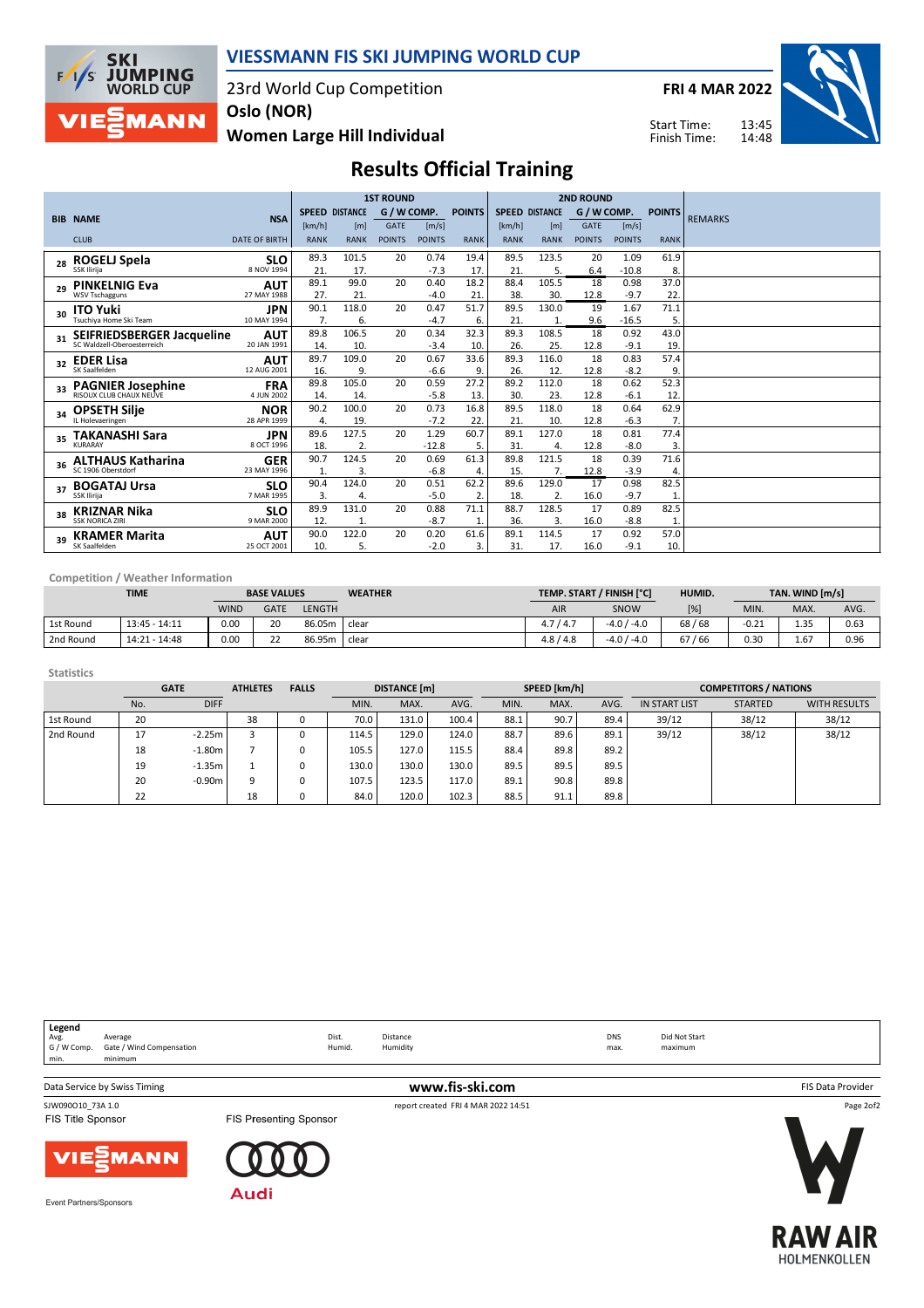# VIESSMANN FIS SKI JUMPING WORLD CUP

23rd World Cup Competition
**Oslo (NOR)**
**Women Large Hill Individual**

**FRI 4 MAR 2022**

Start Time: 13:45
Finish Time: 14:48

## Results Official Training

| BIB | NAME / CLUB | NSA / DATE OF BIRTH | 1ST ROUND SPEED [km/h] / RANK | DISTANCE [m] / RANK | GATE / POINTS | WIND [m/s] / POINTS | POINTS / RANK | 2ND ROUND SPEED [km/h] / RANK | DISTANCE [m] / RANK | GATE / POINTS | WIND [m/s] / POINTS | POINTS / RANK | REMARKS |
|---|---|---|---|---|---|---|---|---|---|---|---|---|---|
| 28 | **ROGELJ Spela** SSK Ilirija | SLO 8 NOV 1994 | 89.3 / 21. | 101.5 / 17. | 20 | 0.74 / -7.3 | 19.4 / 17. | 89.5 / 21. | 123.5 / 5. | 20 / 6.4 | 1.09 / -10.8 | 61.9 / 8. | |
| 29 | **PINKELNIG Eva** WSV Tschagguns | AUT 27 MAY 1988 | 89.1 / 27. | 99.0 / 21. | 20 | 0.40 / -4.0 | 18.2 / 21. | 88.4 / 38. | 105.5 / 30. | 18 / 12.8 | 0.98 / -9.7 | 37.0 / 22. | |
| 30 | **ITO Yuki** Tsuchiya Home Ski Team | JPN 10 MAY 1994 | 90.1 / 7. | 118.0 / 6. | 20 | 0.47 / -4.7 | 51.7 / 6. | 89.5 / 21. | 130.0 / 1. | 19 / 9.6 | 1.67 / -16.5 | 71.1 / 5. | |
| 31 | **SEIFRIEDSBERGER Jacqueline** SC Waldzell-Oberoesterreich | AUT 20 JAN 1991 | 89.8 / 14. | 106.5 / 10. | 20 | 0.34 / -3.4 | 32.3 / 10. | 89.3 / 26. | 108.5 / 25. | 18 / 12.8 | 0.92 / -9.1 | 43.0 / 19. | |
| 32 | **EDER Lisa** SK Saalfelden | AUT 12 AUG 2001 | 89.7 / 16. | 109.0 / 9. | 20 | 0.67 / -6.6 | 33.6 / 9. | 89.3 / 26. | 116.0 / 12. | 18 / 12.8 | 0.83 / -8.2 | 57.4 / 9. | |
| 33 | **PAGNIER Josephine** RISOUX CLUB CHAUX NEUVE | FRA 4 JUN 2002 | 89.8 / 14. | 105.0 / 14. | 20 | 0.59 / -5.8 | 27.2 / 13. | 89.2 / 30. | 112.0 / 23. | 18 / 12.8 | 0.62 / -6.1 | 52.3 / 12. | |
| 34 | **OPSETH Silje** IL Holevaeringen | NOR 28 APR 1999 | 90.2 / 4. | 100.0 / 19. | 20 | 0.73 / -7.2 | 16.8 / 22. | 89.5 / 21. | 118.0 / 10. | 18 / 12.8 | 0.64 / -6.3 | 62.9 / 7. | |
| 35 | **TAKANASHI Sara** KURARAY | JPN 8 OCT 1996 | 89.6 / 18. | 127.5 / 2. | 20 | 1.29 / -12.8 | 60.7 / 5. | 89.1 / 31. | 127.0 / 4. | 18 / 12.8 | 0.81 / -8.0 | 77.4 / 3. | |
| 36 | **ALTHAUS Katharina** SC 1906 Oberstdorf | GER 23 MAY 1996 | 90.7 / 1. | 124.5 / 3. | 20 | 0.69 / -6.8 | 61.3 / 4. | 89.8 / 15. | 121.5 / 7. | 18 / 12.8 | 0.39 / -3.9 | 71.6 / 4. | |
| 37 | **BOGATAJ Ursa** SSK Ilirija | SLO 7 MAR 1995 | 90.4 / 3. | 124.0 / 4. | 20 | 0.51 / -5.0 | 62.2 / 2. | 89.6 / 18. | 129.0 / 2. | 17 / 16.0 | 0.98 / -9.7 | 82.5 / 1. | |
| 38 | **KRIZNAR Nika** SSK NORICA ZIRI | SLO 9 MAR 2000 | 89.9 / 12. | 131.0 / 1. | 20 | 0.88 / -8.7 | 71.1 / 1. | 88.7 / 36. | 128.5 / 3. | 17 / 16.0 | 0.89 / -8.8 | 82.5 / 1. | |
| 39 | **KRAMER Marita** SK Saalfelden | AUT 25 OCT 2001 | 90.0 / 10. | 122.0 / 5. | 20 | 0.20 / -2.0 | 61.6 / 3. | 89.1 / 31. | 114.5 / 17. | 17 / 16.0 | 0.92 / -9.1 | 57.0 / 10. | |

### Competition / Weather Information

| | TIME | BASE VALUES | | | WEATHER | TEMP. START / FINISH [°C] | | HUMID. | TAN. WIND [m/s] | | |
|---|---|---|---|---|---|---|---|---|---|---|---|
| | | WIND | GATE | LENGTH | | AIR | SNOW | [%] | MIN. | MAX. | AVG. |
| 1st Round | 13:45 - 14:11 | 0.00 | 20 | 86.05m | clear | 4.7 / 4.7 | -4.0 / -4.0 | 68 / 68 | -0.21 | 1.35 | 0.63 |
| 2nd Round | 14:21 - 14:48 | 0.00 | 22 | 86.95m | clear | 4.8 / 4.8 | -4.0 / -4.0 | 67 / 66 | 0.30 | 1.67 | 0.96 |

### Statistics

| | GATE | | ATHLETES | FALLS | DISTANCE [m] | | | SPEED [km/h] | | | COMPETITORS / NATIONS | | |
|---|---|---|---|---|---|---|---|---|---|---|---|---|---|
| | No. | DIFF | | | MIN. | MAX. | AVG. | MIN. | MAX. | AVG. | IN START LIST | STARTED | WITH RESULTS |
| 1st Round | 20 | | 38 | 0 | 70.0 | 131.0 | 100.4 | 88.1 | 90.7 | 89.4 | 39/12 | 38/12 | 38/12 |
| 2nd Round | 17 | -2.25m | 3 | 0 | 114.5 | 129.0 | 124.0 | 88.7 | 89.6 | 89.1 | 39/12 | 38/12 | 38/12 |
| | 18 | -1.80m | 7 | 0 | 105.5 | 127.0 | 115.5 | 88.4 | 89.8 | 89.2 | | | |
| | 19 | -1.35m | 1 | 0 | 130.0 | 130.0 | 130.0 | 89.5 | 89.5 | 89.5 | | | |
| | 20 | -0.90m | 9 | 0 | 107.5 | 123.5 | 117.0 | 89.1 | 90.8 | 89.8 | | | |
| | 22 | | 18 | 0 | 84.0 | 120.0 | 102.3 | 88.5 | 91.1 | 89.8 | | | |

**Legend**

| | | | | | |
|---|---|---|---|---|---|
| Avg. | Average | Dist. | Distance | DNS | Did Not Start |
| G / W Comp. | Gate / Wind Compensation | Humid. | Humidity | max. | maximum |
| min. | minimum | | | | |

Data Service by Swiss Timing — www.fis-ski.com — FIS Data Provider

SJW090O10_73A 1.0 — report created FRI 4 MAR 2022 14:51

FIS Title Sponsor: VIESSMANN — FIS Presenting Sponsor: Audi

Event Partners/Sponsors: RAW AIR HOLMENKOLLEN